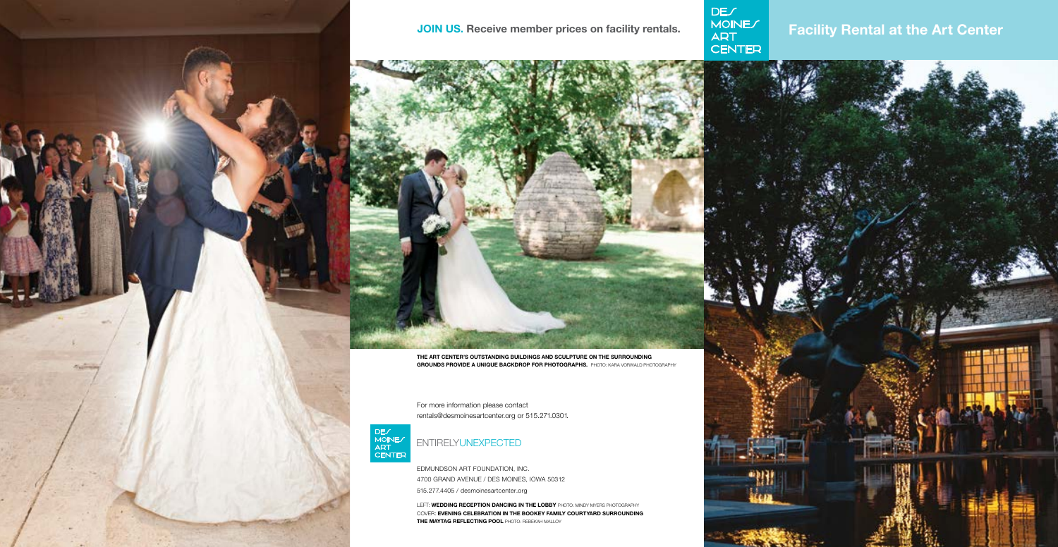**JOIN US. Receive member prices on facility rentals.**

DES MOINES ART CENTER

# Facility Rental at the Art Center

**THE ART CENTER'S OUTSTANDING BUILDINGS AND SCULPTURE ON THE SURROUNDING GROUNDS PROVIDE A UNIQUE BACKDROP FOR PHOTOGRAPHS.** PHOTO: KARA VORWALD PHOTOGRAPHY

For more information please contact rentals@desmoinesartcenter.org or 515.271.0301.

DES MOINES ART CENTER

ENTIRELYUNEXPECTED

EDMUNDSON ART FOUNDATION, INC.
4700 GRAND AVENUE / DES MOINES, IOWA 50312
515.277.4405 / desmoinesartcenter.org

LEFT: **WEDDING RECEPTION DANCING IN THE LOBBY** PHOTO: MINDY MYERS PHOTOGRAPHY
COVER: **EVENING CELEBRATION IN THE BOOKEY FAMILY COURTYARD SURROUNDING THE MAYTAG REFLECTING POOL** PHOTO: REBEKAH MALLOY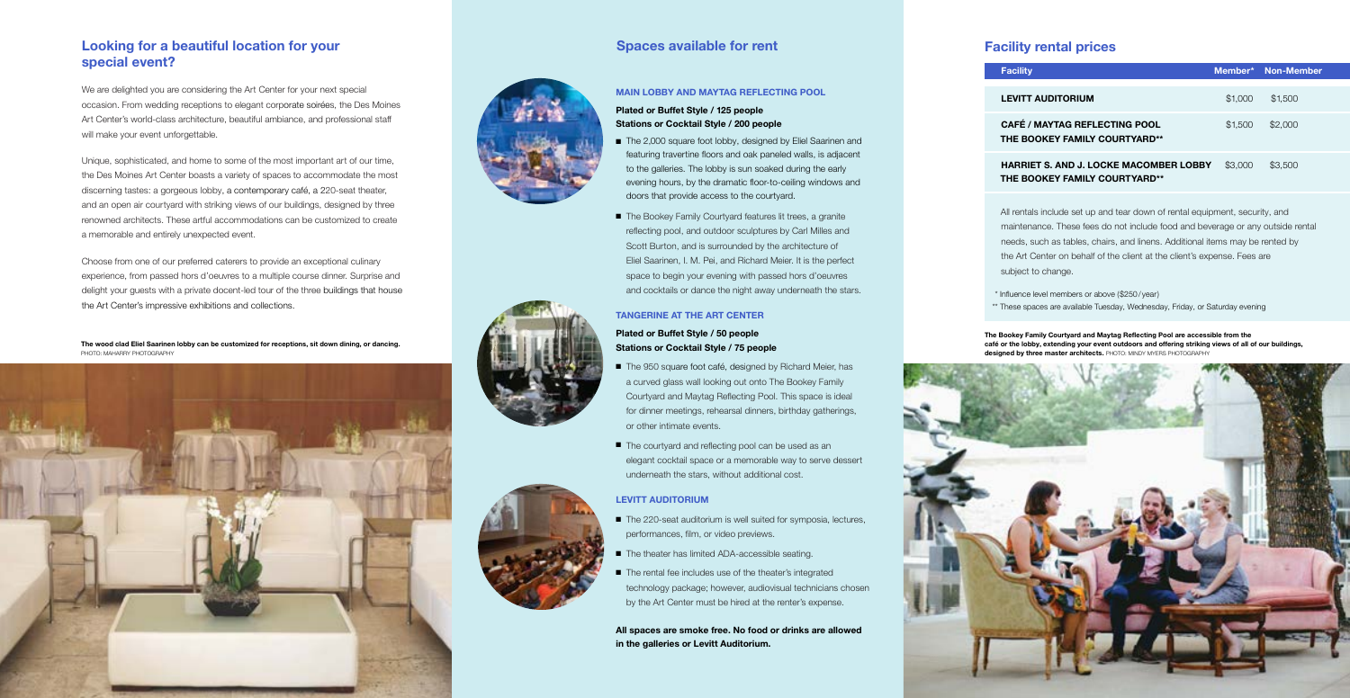## Looking for a beautiful location for your special event?

We are delighted you are considering the Art Center for your next special occasion. From wedding receptions to elegant corporate soirées, the Des Moines Art Center's world-class architecture, beautiful ambiance, and professional staff will make your event unforgettable.

Unique, sophisticated, and home to some of the most important art of our time, the Des Moines Art Center boasts a variety of spaces to accommodate the most discerning tastes: a gorgeous lobby, a contemporary café, a 220-seat theater, and an open air courtyard with striking views of our buildings, designed by three renowned architects. These artful accommodations can be customized to create a memorable and entirely unexpected event.

Choose from one of our preferred caterers to provide an exceptional culinary experience, from passed hors d'oeuvres to a multiple course dinner. Surprise and delight your guests with a private docent-led tour of the three buildings that house the Art Center's impressive exhibitions and collections.

**The wood clad Eliel Saarinen lobby can be customized for receptions, sit down dining, or dancing.** PHOTO: MAHARRY PHOTOGRAPHY

## Spaces available for rent

### MAIN LOBBY AND MAYTAG REFLECTING POOL

**Plated or Buffet Style / 125 people**
**Stations or Cocktail Style / 200 people**

- The 2,000 square foot lobby, designed by Eliel Saarinen and featuring travertine floors and oak paneled walls, is adjacent to the galleries. The lobby is sun soaked during the early evening hours, by the dramatic floor-to-ceiling windows and doors that provide access to the courtyard.
- The Bookey Family Courtyard features lit trees, a granite reflecting pool, and outdoor sculptures by Carl Milles and Scott Burton, and is surrounded by the architecture of Eliel Saarinen, I. M. Pei, and Richard Meier. It is the perfect space to begin your evening with passed hors d'oeuvres and cocktails or dance the night away underneath the stars.

### TANGERINE AT THE ART CENTER

**Plated or Buffet Style / 50 people**
**Stations or Cocktail Style / 75 people**

- The 950 square foot café, designed by Richard Meier, has a curved glass wall looking out onto The Bookey Family Courtyard and Maytag Reflecting Pool. This space is ideal for dinner meetings, rehearsal dinners, birthday gatherings, or other intimate events.
- The courtyard and reflecting pool can be used as an elegant cocktail space or a memorable way to serve dessert underneath the stars, without additional cost.

### LEVITT AUDITORIUM

- The 220-seat auditorium is well suited for symposia, lectures, performances, film, or video previews.
- The theater has limited ADA-accessible seating.
- The rental fee includes use of the theater's integrated technology package; however, audiovisual technicians chosen by the Art Center must be hired at the renter's expense.

**All spaces are smoke free. No food or drinks are allowed in the galleries or Levitt Auditorium.**

## Facility rental prices

| Facility | Member* | Non-Member |
|---|---|---|
| **LEVITT AUDITORIUM** | $1,000 | $1,500 |
| **CAFÉ / MAYTAG REFLECTING POOL THE BOOKEY FAMILY COURTYARD**** | $1,500 | $2,000 |
| **HARRIET S. AND J. LOCKE MACOMBER LOBBY THE BOOKEY FAMILY COURTYARD**** | $3,000 | $3,500 |

All rentals include set up and tear down of rental equipment, security, and maintenance. These fees do not include food and beverage or any outside rental needs, such as tables, chairs, and linens. Additional items may be rented by the Art Center on behalf of the client at the client's expense. Fees are subject to change.

\* Influence level members or above ($250/year)

** These spaces are available Tuesday, Wednesday, Friday, or Saturday evening

**The Bookey Family Courtyard and Maytag Reflecting Pool are accessible from the café or the lobby, extending your event outdoors and offering striking views of all of our buildings, designed by three master architects.** PHOTO: MINDY MYERS PHOTOGRAPHY